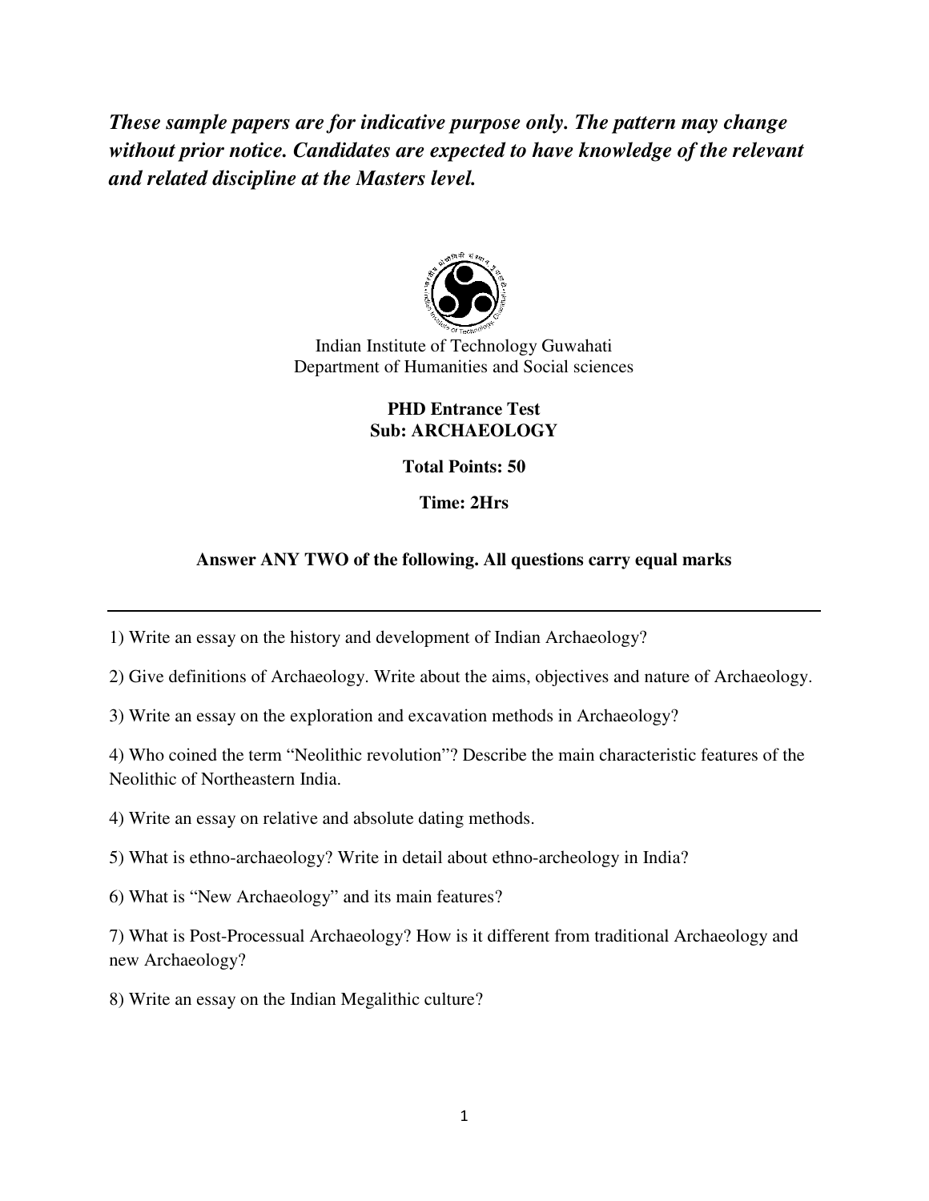***These sample papers are for indicative purpose only. The pattern may change without prior notice. Candidates are expected to have knowledge of the relevant and related discipline at the Masters level.***

Indian Institute of Technology Guwahati
Department of Humanities and Social sciences

**PHD Entrance Test**
**Sub: ARCHAEOLOGY**

**Total Points: 50**

**Time: 2Hrs**

**Answer ANY TWO of the following. All questions carry equal marks**

---

1) Write an essay on the history and development of Indian Archaeology?

2) Give definitions of Archaeology. Write about the aims, objectives and nature of Archaeology.

3) Write an essay on the exploration and excavation methods in Archaeology?

4) Who coined the term "Neolithic revolution"? Describe the main characteristic features of the Neolithic of Northeastern India.

4) Write an essay on relative and absolute dating methods.

5) What is ethno-archaeology? Write in detail about ethno-archeology in India?

6) What is "New Archaeology" and its main features?

7) What is Post-Processual Archaeology? How is it different from traditional Archaeology and new Archaeology?

8) Write an essay on the Indian Megalithic culture?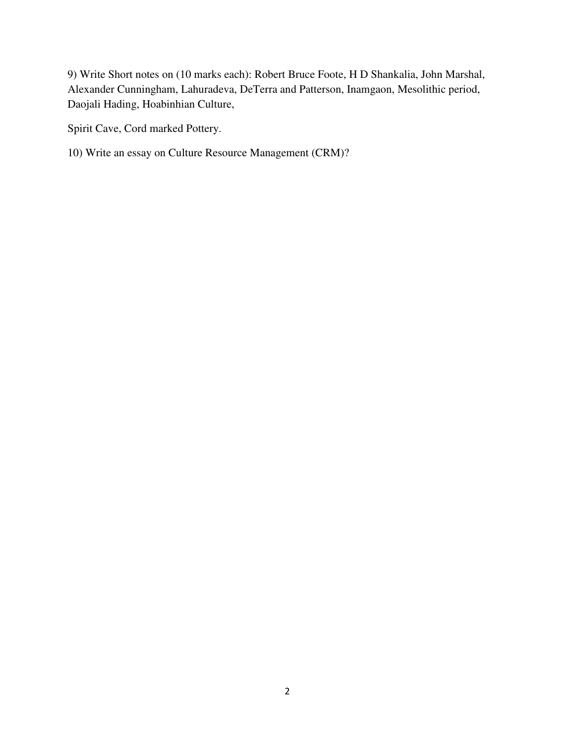9) Write Short notes on (10 marks each): Robert Bruce Foote, H D Shankalia, John Marshal, Alexander Cunningham, Lahuradeva, DeTerra and Patterson, Inamgaon, Mesolithic period, Daojali Hading, Hoabinhian Culture,

Spirit Cave, Cord marked Pottery.

10) Write an essay on Culture Resource Management (CRM)?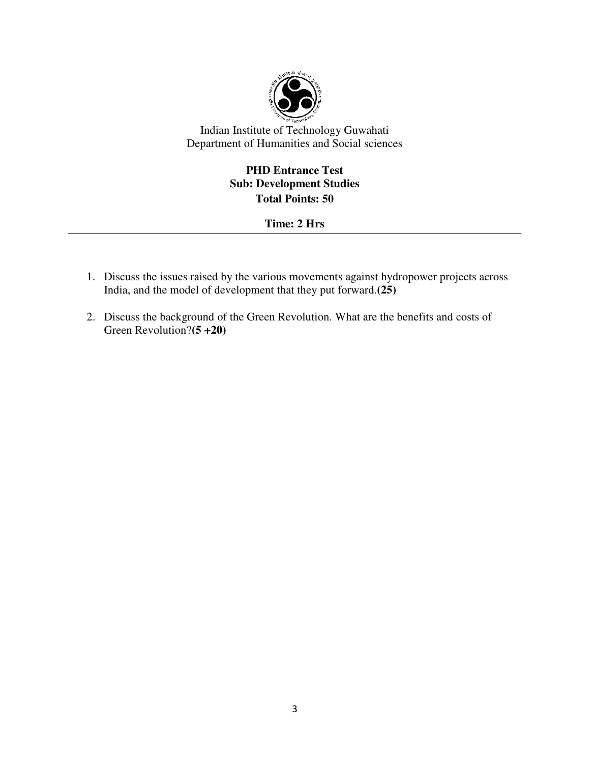Indian Institute of Technology Guwahati
Department of Humanities and Social sciences

**PHD Entrance Test**
**Sub: Development Studies**
**Total Points: 50**

**Time: 2 Hrs**

---

1. Discuss the issues raised by the various movements against hydropower projects across India, and the model of development that they put forward.**(25)**

2. Discuss the background of the Green Revolution. What are the benefits and costs of Green Revolution?(**5 +20**)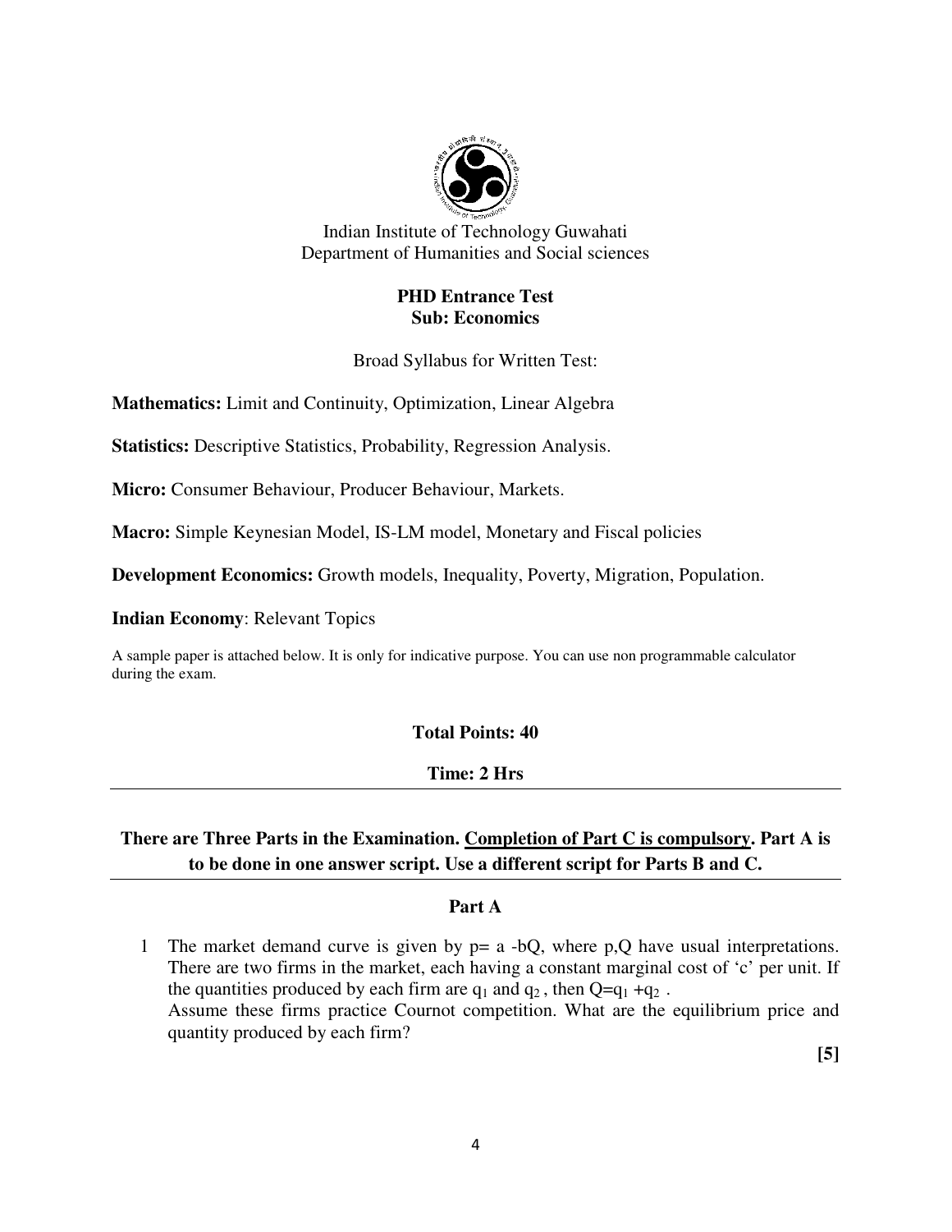Indian Institute of Technology Guwahati
Department of Humanities and Social sciences

**PHD Entrance Test**
**Sub: Economics**

Broad Syllabus for Written Test:

**Mathematics:** Limit and Continuity, Optimization, Linear Algebra

**Statistics:** Descriptive Statistics, Probability, Regression Analysis.

**Micro:** Consumer Behaviour, Producer Behaviour, Markets.

**Macro:** Simple Keynesian Model, IS-LM model, Monetary and Fiscal policies

**Development Economics:** Growth models, Inequality, Poverty, Migration, Population.

**Indian Economy**: Relevant Topics

A sample paper is attached below. It is only for indicative purpose. You can use non programmable calculator during the exam.

**Total Points: 40**

**Time: 2 Hrs**

---

**There are Three Parts in the Examination. Completion of Part C is compulsory. Part A is to be done in one answer script. Use a different script for Parts B and C.**

---

## Part A

1 The market demand curve is given by $p = a - bQ$, where p,Q have usual interpretations. There are two firms in the market, each having a constant marginal cost of 'c' per unit. If the quantities produced by each firm are $q_1$ and $q_2$, then $Q = q_1 + q_2$.

Assume these firms practice Cournot competition. What are the equilibrium price and quantity produced by each firm?

**[5]**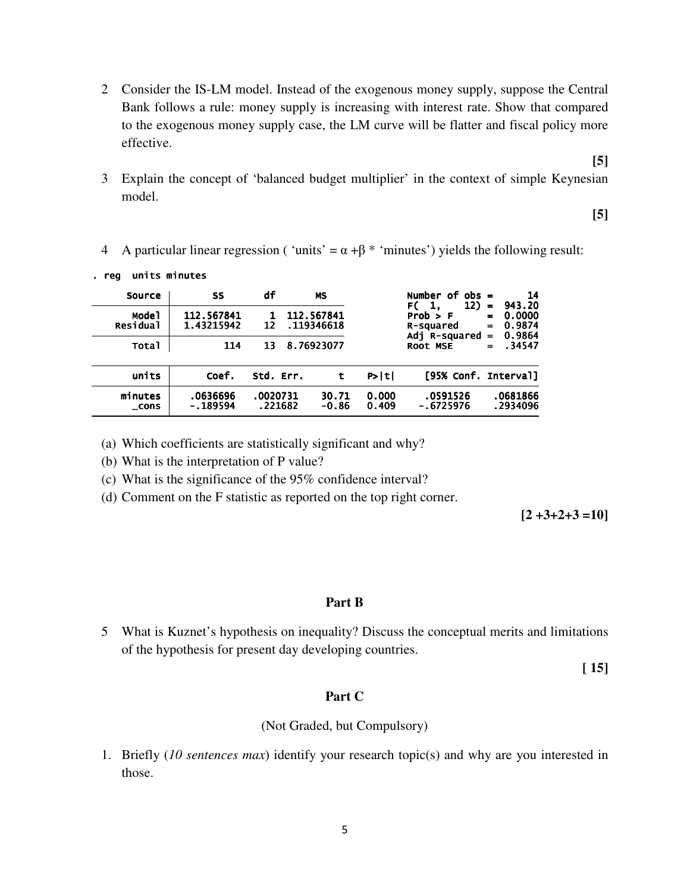2 Consider the IS-LM model. Instead of the exogenous money supply, suppose the Central Bank follows a rule: money supply is increasing with interest rate. Show that compared to the exogenous money supply case, the LM curve will be flatter and fiscal policy more effective.

**[5]**

3 Explain the concept of 'balanced budget multiplier' in the context of simple Keynesian model.

**[5]**

4 A particular linear regression ( 'units' = $\alpha + \beta$ * 'minutes') yields the following result:

```
. reg  units minutes

      Source |       SS       df       MS              Number of obs =      14
-------------+------------------------------           F(  1,    12) =  943.20
       Model |  112.567841     1  112.567841           Prob > F      =  0.0000
    Residual |  1.43215942    12  .119346618           R-squared     =  0.9874
-------------+------------------------------           Adj R-squared =  0.9864
       Total |         114    13  8.76923077           Root MSE      =  .34547

------------------------------------------------------------------------------
       units |      Coef.   Std. Err.      t    P>|t|     [95% Conf. Interval]
-------------+----------------------------------------------------------------
     minutes |   .0636696   .0020731    30.71   0.000     .0591526    .0681866
       _cons |  -.189594    .221682    -0.86   0.409    -.6725976    .2934096
------------------------------------------------------------------------------
```

(a) Which coefficients are statistically significant and why?

(b) What is the interpretation of P value?

(c) What is the significance of the 95% confidence interval?

(d) Comment on the F statistic as reported on the top right corner.

**[2 +3+2+3 =10]**

## Part B

5 What is Kuznet's hypothesis on inequality? Discuss the conceptual merits and limitations of the hypothesis for present day developing countries.

**[ 15]**

## Part C

(Not Graded, but Compulsory)

1. Briefly (*10 sentences max*) identify your research topic(s) and why are you interested in those.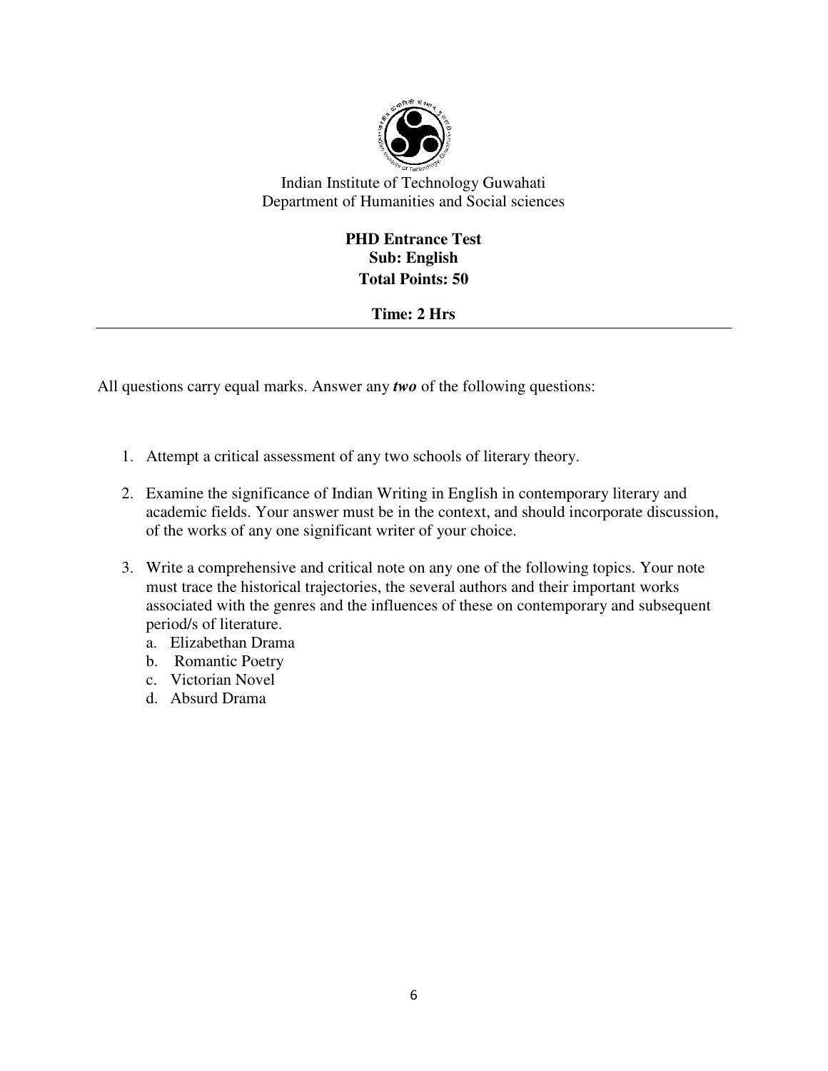Indian Institute of Technology Guwahati
Department of Humanities and Social sciences

**PHD Entrance Test**
**Sub: English**
**Total Points: 50**

**Time: 2 Hrs**

---

All questions carry equal marks. Answer any ***two*** of the following questions:

1. Attempt a critical assessment of any two schools of literary theory.

2. Examine the significance of Indian Writing in English in contemporary literary and academic fields. Your answer must be in the context, and should incorporate discussion, of the works of any one significant writer of your choice.

3. Write a comprehensive and critical note on any one of the following topics. Your note must trace the historical trajectories, the several authors and their important works associated with the genres and the influences of these on contemporary and subsequent period/s of literature.
   a. Elizabethan Drama
   b. Romantic Poetry
   c. Victorian Novel
   d. Absurd Drama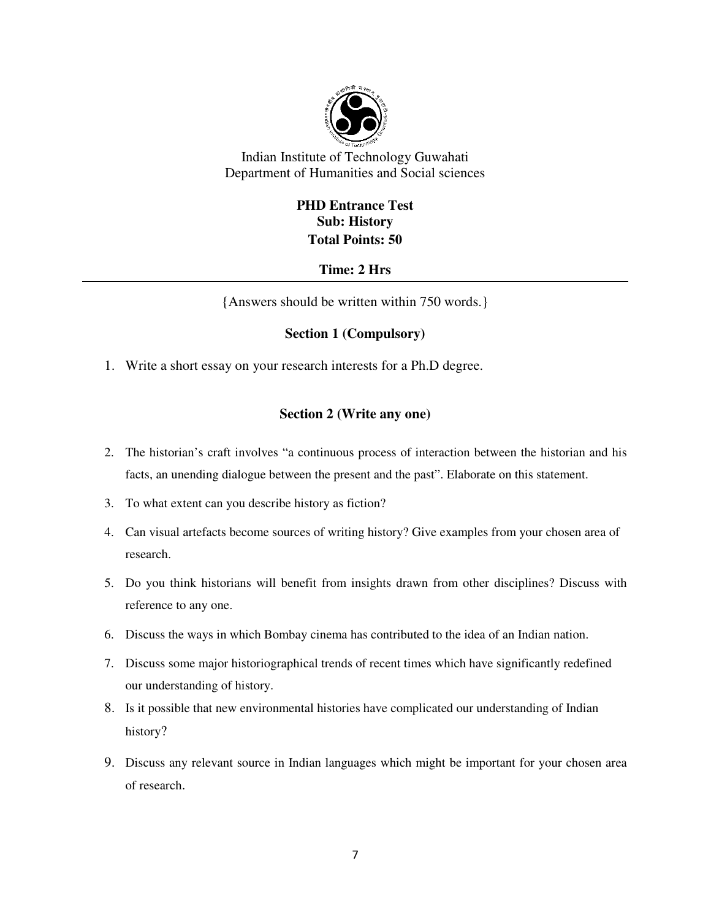Indian Institute of Technology Guwahati
Department of Humanities and Social sciences

**PHD Entrance Test**
**Sub: History**
**Total Points: 50**

**Time: 2 Hrs**

---

{Answers should be written within 750 words.}

### Section 1 (Compulsory)

1. Write a short essay on your research interests for a Ph.D degree.

### Section 2 (Write any one)

2. The historian's craft involves "a continuous process of interaction between the historian and his facts, an unending dialogue between the present and the past". Elaborate on this statement.
3. To what extent can you describe history as fiction?
4. Can visual artefacts become sources of writing history? Give examples from your chosen area of research.
5. Do you think historians will benefit from insights drawn from other disciplines? Discuss with reference to any one.
6. Discuss the ways in which Bombay cinema has contributed to the idea of an Indian nation.
7. Discuss some major historiographical trends of recent times which have significantly redefined our understanding of history.
8. Is it possible that new environmental histories have complicated our understanding of Indian history?
9. Discuss any relevant source in Indian languages which might be important for your chosen area of research.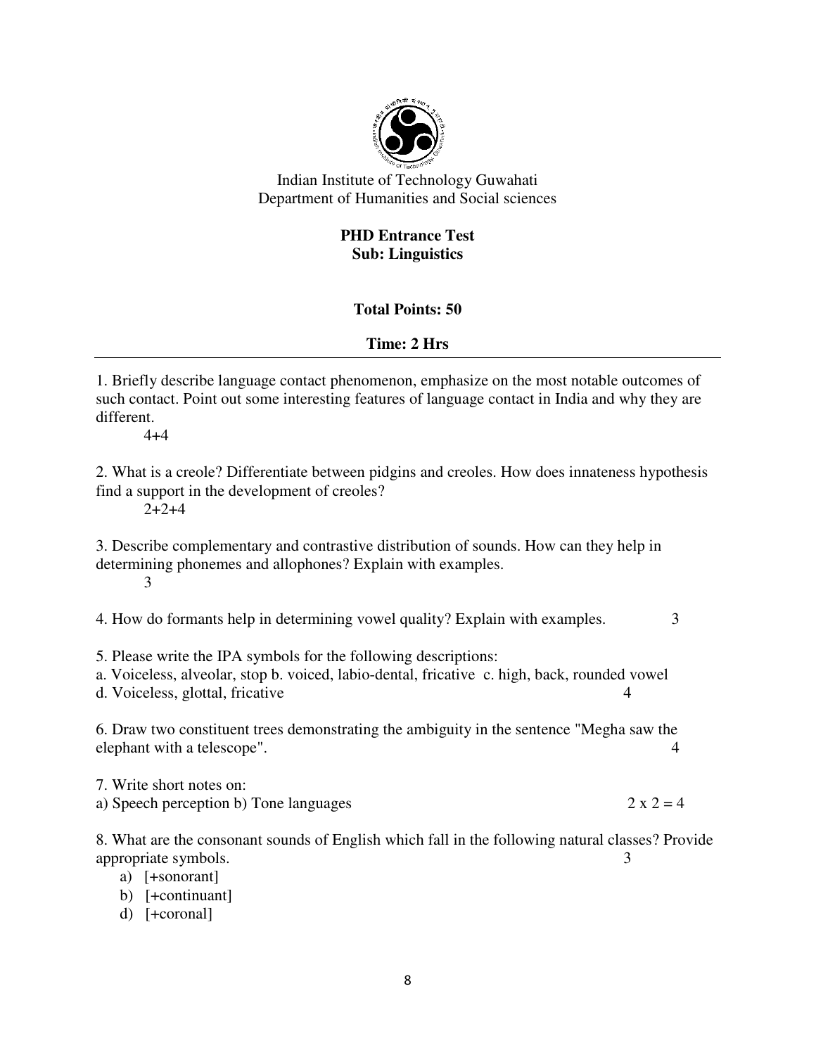Indian Institute of Technology Guwahati
Department of Humanities and Social sciences

**PHD Entrance Test**
**Sub: Linguistics**

**Total Points: 50**

**Time: 2 Hrs**

---

1. Briefly describe language contact phenomenon, emphasize on the most notable outcomes of such contact. Point out some interesting features of language contact in India and why they are different.
4+4

2. What is a creole? Differentiate between pidgins and creoles. How does innateness hypothesis find a support in the development of creoles?
2+2+4

3. Describe complementary and contrastive distribution of sounds. How can they help in determining phonemes and allophones? Explain with examples.
3

4. How do formants help in determining vowel quality? Explain with examples. 3

5. Please write the IPA symbols for the following descriptions:
a. Voiceless, alveolar, stop b. voiced, labio-dental, fricative c. high, back, rounded vowel
d. Voiceless, glottal, fricative 4

6. Draw two constituent trees demonstrating the ambiguity in the sentence "Megha saw the elephant with a telescope". 4

7. Write short notes on:
a) Speech perception b) Tone languages 2 x 2 = 4

8. What are the consonant sounds of English which fall in the following natural classes? Provide appropriate symbols. 3

a) [+sonorant]
b) [+continuant]
d) [+coronal]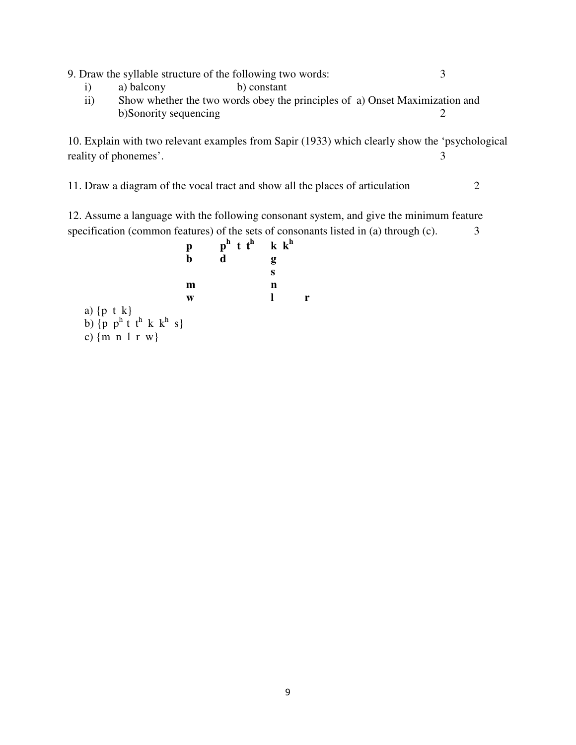9. Draw the syllable structure of the following two words: 3

i) a) balcony b) constant

ii) Show whether the two words obey the principles of a) Onset Maximization and b)Sonority sequencing 2

10. Explain with two relevant examples from Sapir (1933) which clearly show the 'psychological reality of phonemes'. 3

11. Draw a diagram of the vocal tract and show all the places of articulation 2

12. Assume a language with the following consonant system, and give the minimum feature specification (common features) of the sets of consonants listed in (a) through (c). 3

| | | | |
|---|---|---|---|
| **p** | **p$^h$ t t$^h$** | **k k$^h$** | |
| **b** | **d** | **g** | |
| | | **s** | |
| **m** | | **n** | |
| **w** | | **l** | **r** |

a) {p t k}

b) {p p$^h$ t t$^h$ k k$^h$ s}

c) {m n l r w}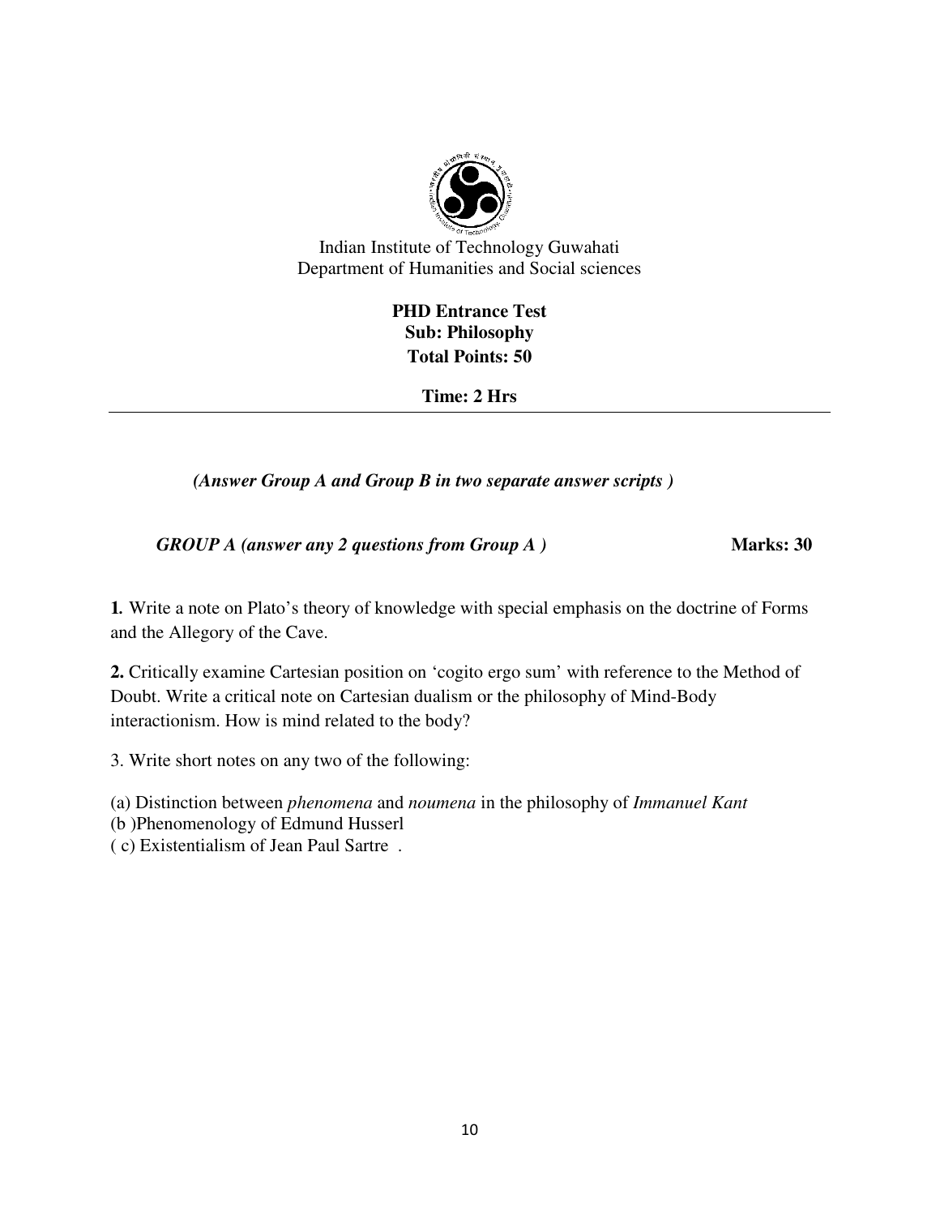Indian Institute of Technology Guwahati
Department of Humanities and Social sciences

**PHD Entrance Test**
**Sub: Philosophy**
**Total Points: 50**

**Time: 2 Hrs**

---

***(Answer Group A and Group B in two separate answer scripts )***

***GROUP A (answer any 2 questions from Group A )*** **Marks: 30**

**1.** Write a note on Plato's theory of knowledge with special emphasis on the doctrine of Forms and the Allegory of the Cave.

**2.** Critically examine Cartesian position on 'cogito ergo sum' with reference to the Method of Doubt. Write a critical note on Cartesian dualism or the philosophy of Mind-Body interactionism. How is mind related to the body?

3. Write short notes on any two of the following:

(a) Distinction between *phenomena* and *noumena* in the philosophy of *Immanuel Kant*
(b )Phenomenology of Edmund Husserl
( c) Existentialism of Jean Paul Sartre .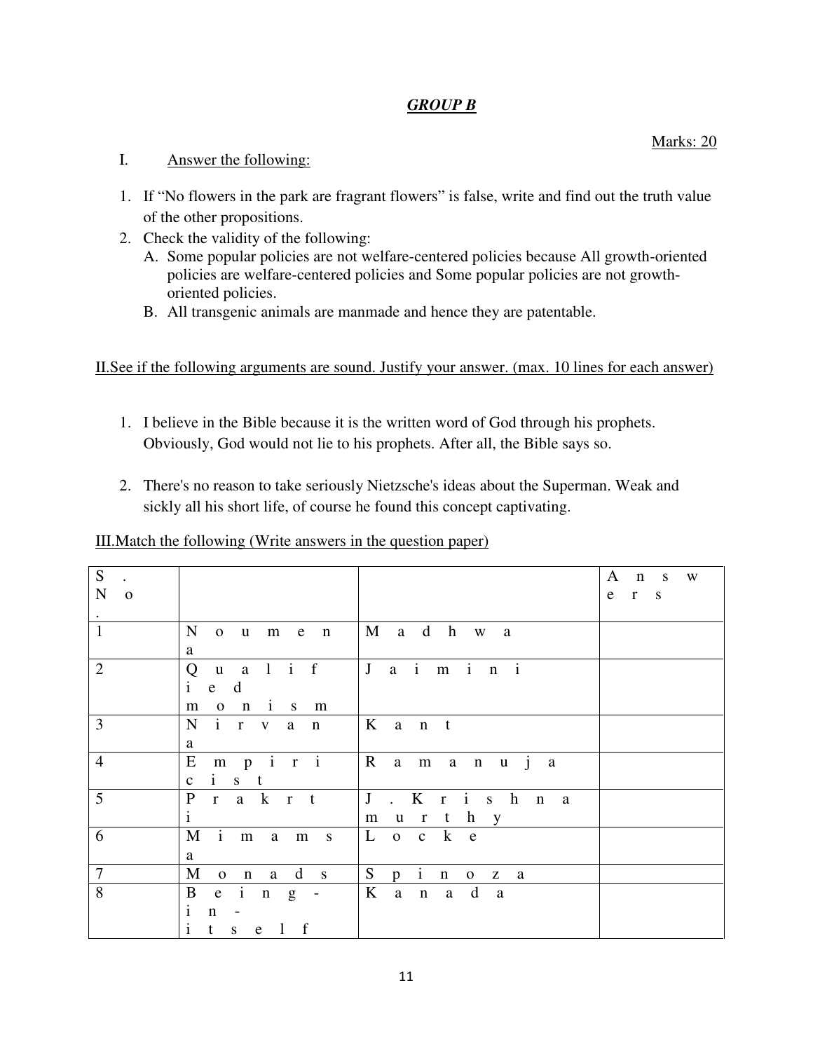## *GROUP B*

Marks: 20

I. Answer the following:

1. If "No flowers in the park are fragrant flowers" is false, write and find out the truth value of the other propositions.
2. Check the validity of the following:
   A. Some popular policies are not welfare-centered policies because All growth-oriented policies are welfare-centered policies and Some popular policies are not growth-oriented policies.
   B. All transgenic animals are manmade and hence they are patentable.

II. See if the following arguments are sound. Justify your answer. (max. 10 lines for each answer)

1. I believe in the Bible because it is the written word of God through his prophets. Obviously, God would not lie to his prophets. After all, the Bible says so.
2. There's no reason to take seriously Nietzsche's ideas about the Superman. Weak and sickly all his short life, of course he found this concept captivating.

III. Match the following (Write answers in the question paper)

| S. No. | | | Answers |
|---|---|---|---|
| 1 | Noumena | Madhwa | |
| 2 | Qualified monism | Jaimini | |
| 3 | Nirvana | Kant | |
| 4 | Empiricist | Ramanuja | |
| 5 | Prakrti | J. Krishnamurthy | |
| 6 | Mimamsa | Locke | |
| 7 | Monads | Spinoza | |
| 8 | Being-in-itself | Kanada | |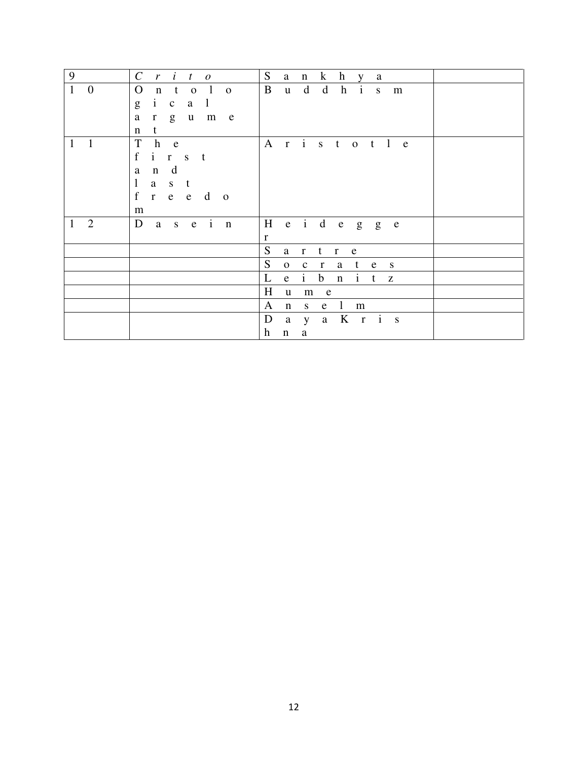| 9 | *Crito* | Sankhya | |
|---|---|---|---|
| 10 | Ontological argument | Buddhism | |
| 11 | The first and last freedom | Aristotle | |
| 12 | Dasein | Heidegger | |
| | | Sartre | |
| | | Socrates | |
| | | Leibnitz | |
| | | Hume | |
| | | Anselm | |
| | | DayaKrishna | |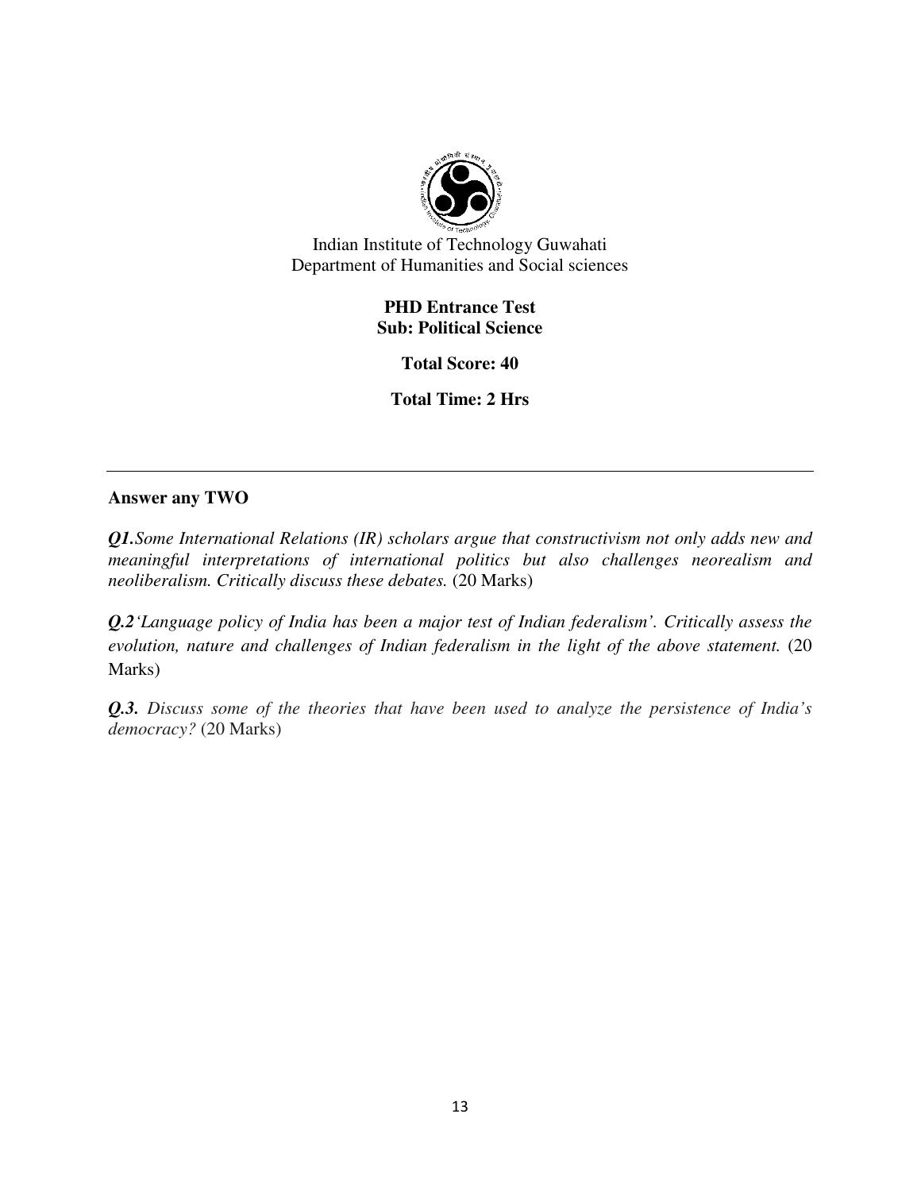Indian Institute of Technology Guwahati
Department of Humanities and Social sciences

**PHD Entrance Test**
**Sub: Political Science**

**Total Score: 40**

**Total Time: 2 Hrs**

---

**Answer any TWO**

***Q1.****Some International Relations (IR) scholars argue that constructivism not only adds new and meaningful interpretations of international politics but also challenges neorealism and neoliberalism. Critically discuss these debates.* (20 Marks)

***Q.2****'Language policy of India has been a major test of Indian federalism'. Critically assess the evolution, nature and challenges of Indian federalism in the light of the above statement.* (20 Marks)

***Q.3.*** *Discuss some of the theories that have been used to analyze the persistence of India's democracy?* (20 Marks)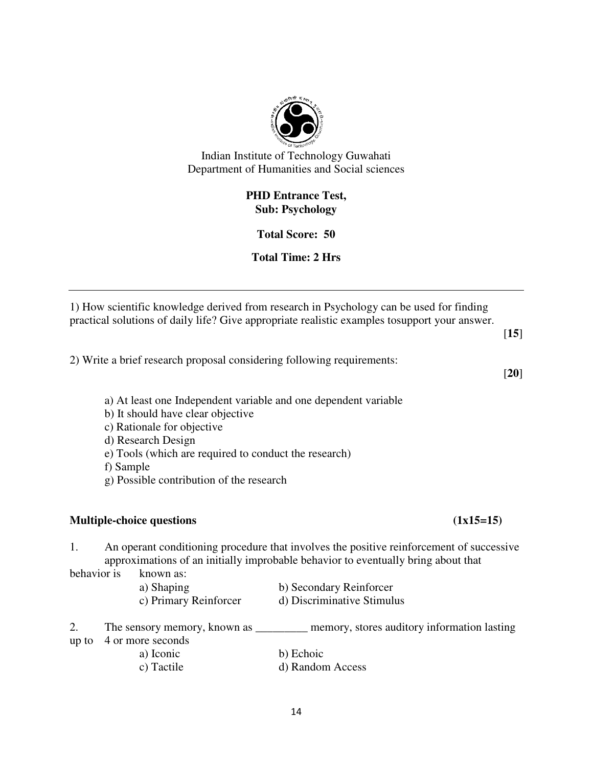Indian Institute of Technology Guwahati
Department of Humanities and Social sciences

**PHD Entrance Test,**
**Sub: Psychology**

**Total Score: 50**

**Total Time: 2 Hrs**

---

1) How scientific knowledge derived from research in Psychology can be used for finding practical solutions of daily life? Give appropriate realistic examples tosupport your answer. [**15**]

2) Write a brief research proposal considering following requirements: [**20**]

a) At least one Independent variable and one dependent variable
b) It should have clear objective
c) Rationale for objective
d) Research Design
e) Tools (which are required to conduct the research)
f) Sample
g) Possible contribution of the research

**Multiple-choice questions** **(1x15=15)**

1. An operant conditioning procedure that involves the positive reinforcement of successive approximations of an initially improbable behavior to eventually bring about that behavior is known as:

   a) Shaping  b) Secondary Reinforcer
   c) Primary Reinforcer  d) Discriminative Stimulus

2. The sensory memory, known as _________ memory, stores auditory information lasting up to 4 or more seconds

   a) Iconic  b) Echoic
   c) Tactile  d) Random Access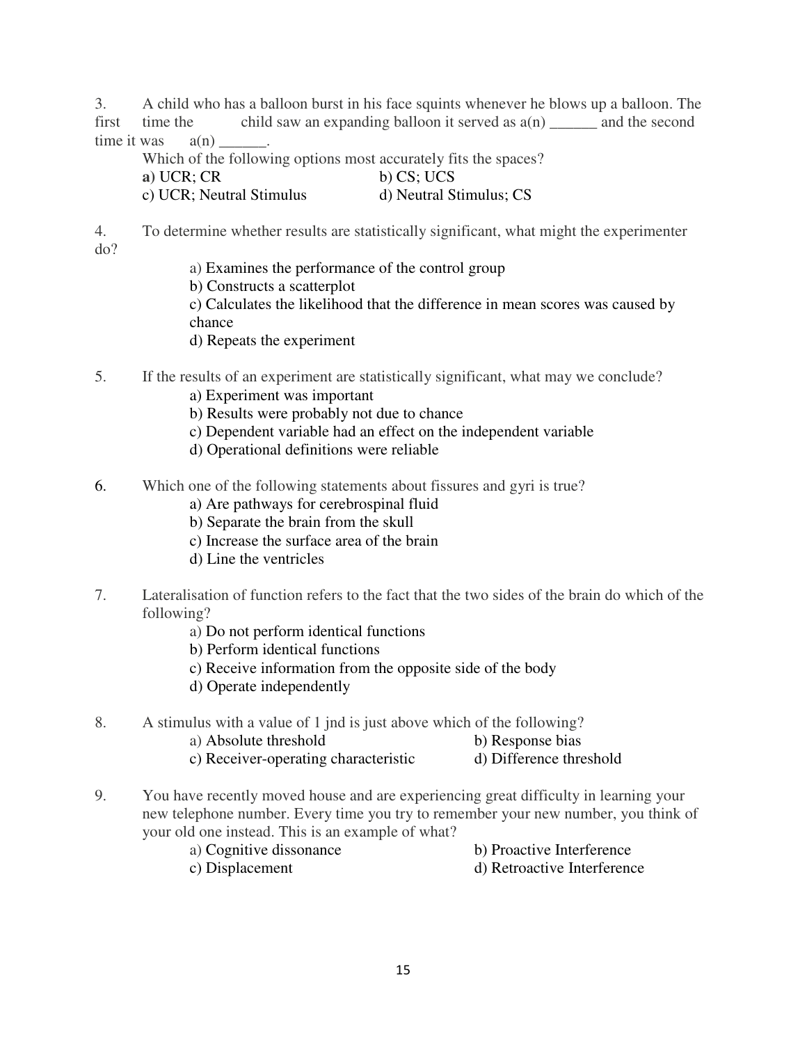3. A child who has a balloon burst in his face squints whenever he blows up a balloon. The first time the child saw an expanding balloon it served as a(n) ______ and the second time it was a(n) ______.

   Which of the following options most accurately fits the spaces?

   **a**) UCR; CR
   b) CS; UCS
   c) UCR; Neutral Stimulus
   d) Neutral Stimulus; CS

4. To determine whether results are statistically significant, what might the experimenter do?

   a) Examines the performance of the control group
   b) Constructs a scatterplot
   c) Calculates the likelihood that the difference in mean scores was caused by chance
   d) Repeats the experiment

5. If the results of an experiment are statistically significant, what may we conclude?

   a) Experiment was important
   b) Results were probably not due to chance
   c) Dependent variable had an effect on the independent variable
   d) Operational definitions were reliable

6. Which one of the following statements about fissures and gyri is true?

   a) Are pathways for cerebrospinal fluid
   b) Separate the brain from the skull
   c) Increase the surface area of the brain
   d) Line the ventricles

7. Lateralisation of function refers to the fact that the two sides of the brain do which of the following?

   a) Do not perform identical functions
   b) Perform identical functions
   c) Receive information from the opposite side of the body
   d) Operate independently

8. A stimulus with a value of 1 jnd is just above which of the following?

   a) Absolute threshold
   b) Response bias
   c) Receiver-operating characteristic
   d) Difference threshold

9. You have recently moved house and are experiencing great difficulty in learning your new telephone number. Every time you try to remember your new number, you think of your old one instead. This is an example of what?

   a) Cognitive dissonance
   b) Proactive Interference
   c) Displacement
   d) Retroactive Interference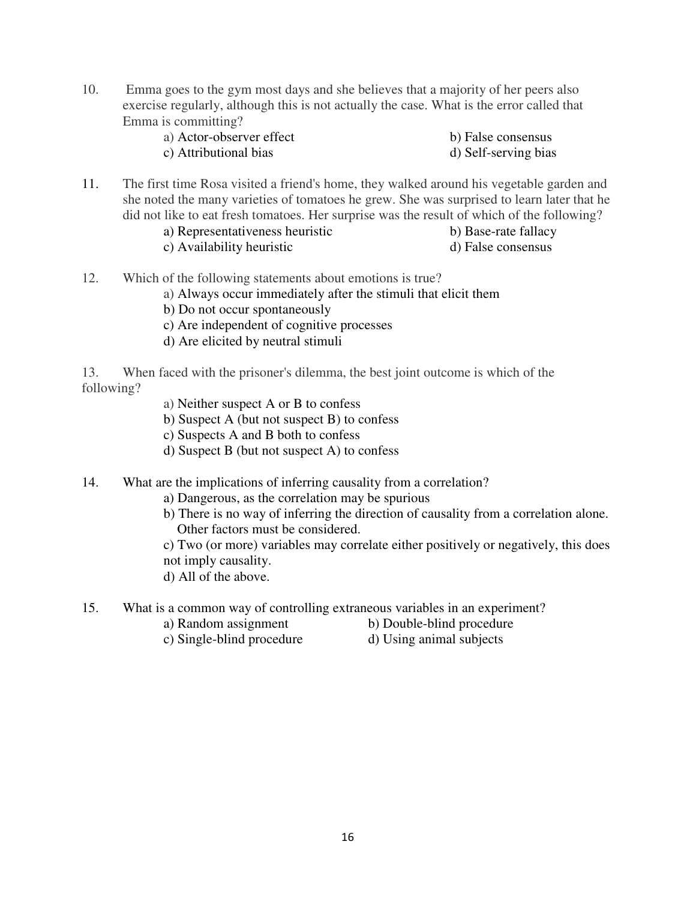10. Emma goes to the gym most days and she believes that a majority of her peers also exercise regularly, although this is not actually the case. What is the error called that Emma is committing?

    a) Actor-observer effect
    b) False consensus
    c) Attributional bias
    d) Self-serving bias

11. The first time Rosa visited a friend's home, they walked around his vegetable garden and she noted the many varieties of tomatoes he grew. She was surprised to learn later that he did not like to eat fresh tomatoes. Her surprise was the result of which of the following?

    a) Representativeness heuristic
    b) Base-rate fallacy
    c) Availability heuristic
    d) False consensus

12. Which of the following statements about emotions is true?

    a) Always occur immediately after the stimuli that elicit them
    b) Do not occur spontaneously
    c) Are independent of cognitive processes
    d) Are elicited by neutral stimuli

13. When faced with the prisoner's dilemma, the best joint outcome is which of the following?

    a) Neither suspect A or B to confess
    b) Suspect A (but not suspect B) to confess
    c) Suspects A and B both to confess
    d) Suspect B (but not suspect A) to confess

14. What are the implications of inferring causality from a correlation?

    a) Dangerous, as the correlation may be spurious
    b) There is no way of inferring the direction of causality from a correlation alone. Other factors must be considered.
    c) Two (or more) variables may correlate either positively or negatively, this does not imply causality.
    d) All of the above.

15. What is a common way of controlling extraneous variables in an experiment?

    a) Random assignment
    b) Double-blind procedure
    c) Single-blind procedure
    d) Using animal subjects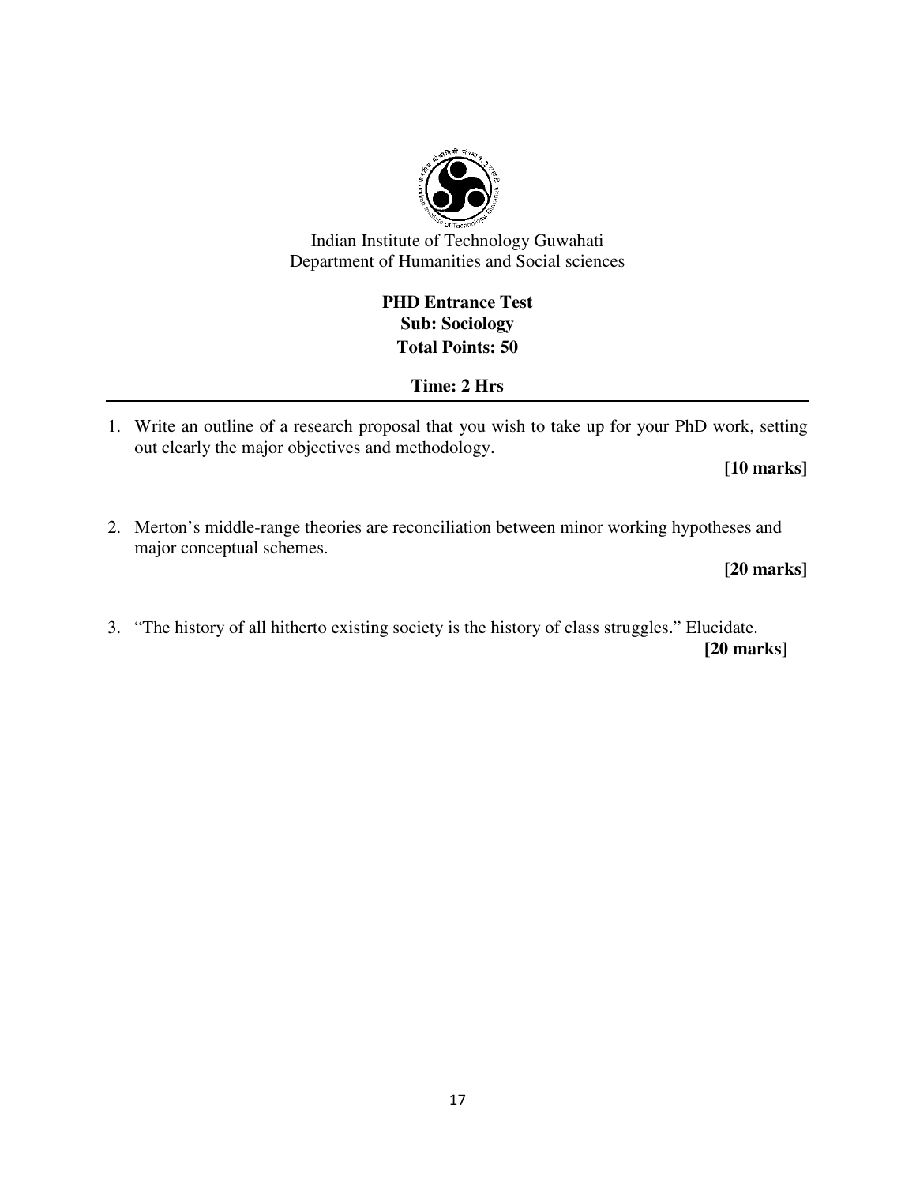Indian Institute of Technology Guwahati
Department of Humanities and Social sciences

**PHD Entrance Test**
**Sub: Sociology**
**Total Points: 50**

**Time: 2 Hrs**

---

1. Write an outline of a research proposal that you wish to take up for your PhD work, setting out clearly the major objectives and methodology.

   **[10 marks]**

2. Merton's middle-range theories are reconciliation between minor working hypotheses and major conceptual schemes.

   **[20 marks]**

3. "The history of all hitherto existing society is the history of class struggles." Elucidate.

   **[20 marks]**